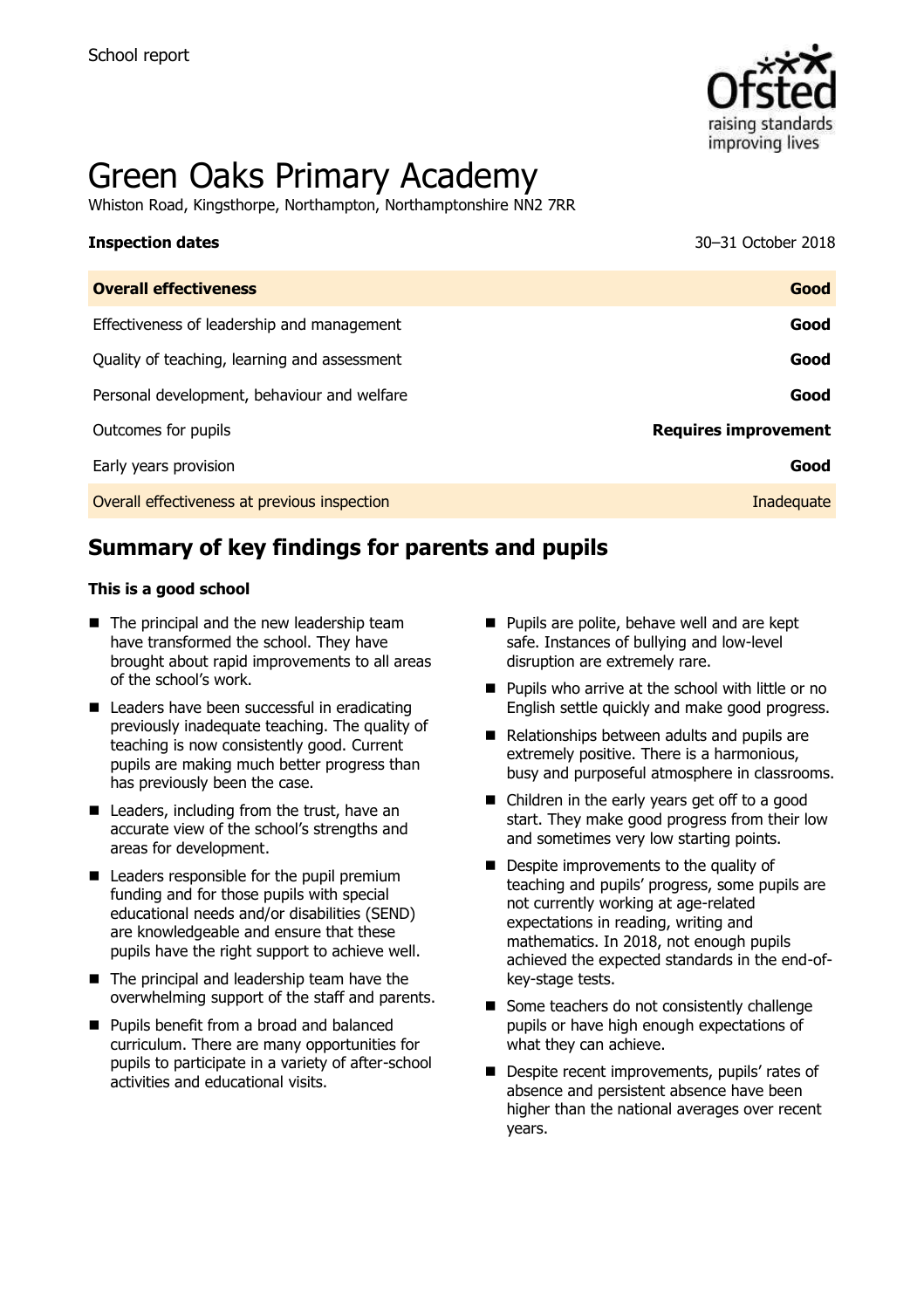School report

# Green Oaks Primary Academy

Whiston Road, Kingsthorpe, Northampton, Northamptonshire NN2 7RR

**Inspection dates** 30–31 October 2018

| **Overall effectiveness** | **Good** |
| --- | --- |
| Effectiveness of leadership and management | **Good** |
| Quality of teaching, learning and assessment | **Good** |
| Personal development, behaviour and welfare | **Good** |
| Outcomes for pupils | **Requires improvement** |
| Early years provision | **Good** |
| Overall effectiveness at previous inspection | Inadequate |

## Summary of key findings for parents and pupils

**This is a good school**

- The principal and the new leadership team have transformed the school. They have brought about rapid improvements to all areas of the school's work.
- Leaders have been successful in eradicating previously inadequate teaching. The quality of teaching is now consistently good. Current pupils are making much better progress than has previously been the case.
- Leaders, including from the trust, have an accurate view of the school's strengths and areas for development.
- Leaders responsible for the pupil premium funding and for those pupils with special educational needs and/or disabilities (SEND) are knowledgeable and ensure that these pupils have the right support to achieve well.
- The principal and leadership team have the overwhelming support of the staff and parents.
- Pupils benefit from a broad and balanced curriculum. There are many opportunities for pupils to participate in a variety of after-school activities and educational visits.
- Pupils are polite, behave well and are kept safe. Instances of bullying and low-level disruption are extremely rare.
- Pupils who arrive at the school with little or no English settle quickly and make good progress.
- Relationships between adults and pupils are extremely positive. There is a harmonious, busy and purposeful atmosphere in classrooms.
- Children in the early years get off to a good start. They make good progress from their low and sometimes very low starting points.
- Despite improvements to the quality of teaching and pupils' progress, some pupils are not currently working at age-related expectations in reading, writing and mathematics. In 2018, not enough pupils achieved the expected standards in the end-of-key-stage tests.
- Some teachers do not consistently challenge pupils or have high enough expectations of what they can achieve.
- Despite recent improvements, pupils' rates of absence and persistent absence have been higher than the national averages over recent years.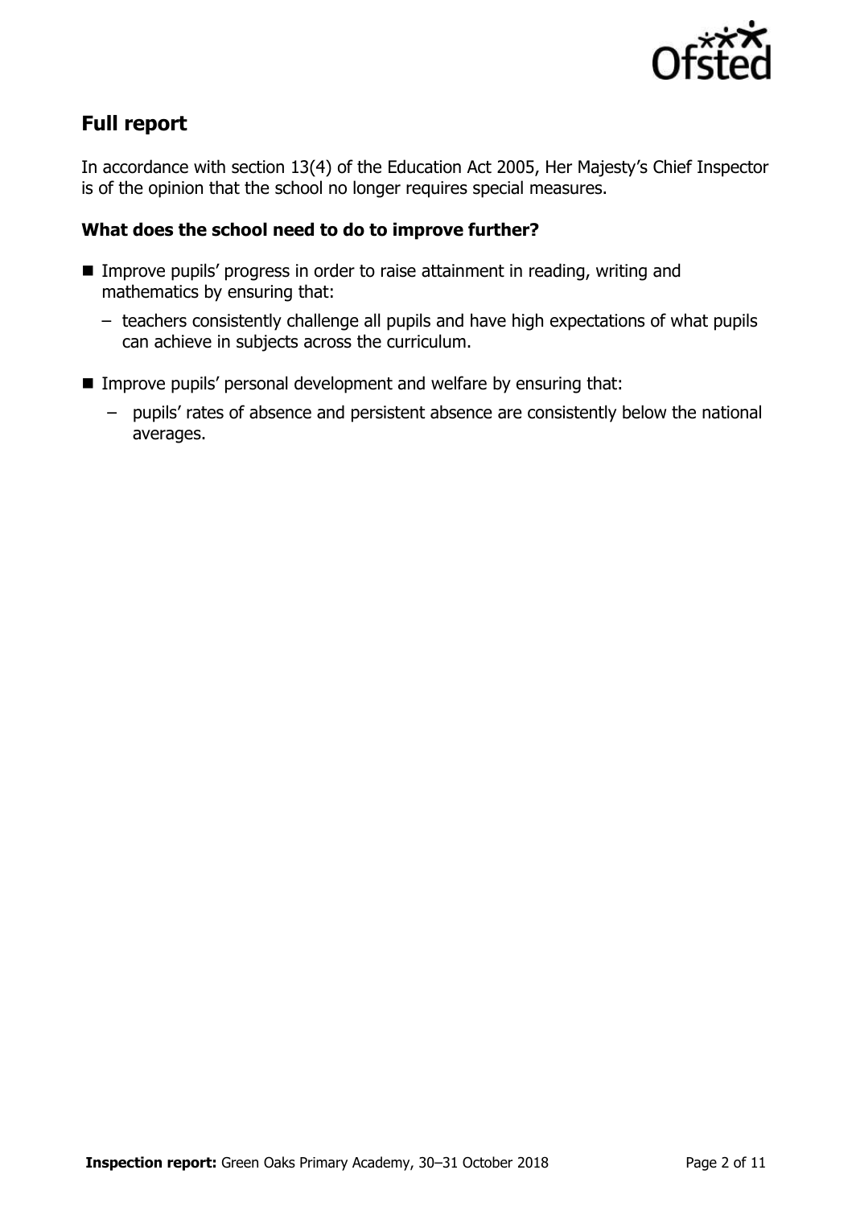## Full report

In accordance with section 13(4) of the Education Act 2005, Her Majesty's Chief Inspector is of the opinion that the school no longer requires special measures.

### What does the school need to do to improve further?

- Improve pupils' progress in order to raise attainment in reading, writing and mathematics by ensuring that:
  - teachers consistently challenge all pupils and have high expectations of what pupils can achieve in subjects across the curriculum.
- Improve pupils' personal development and welfare by ensuring that:
  - pupils' rates of absence and persistent absence are consistently below the national averages.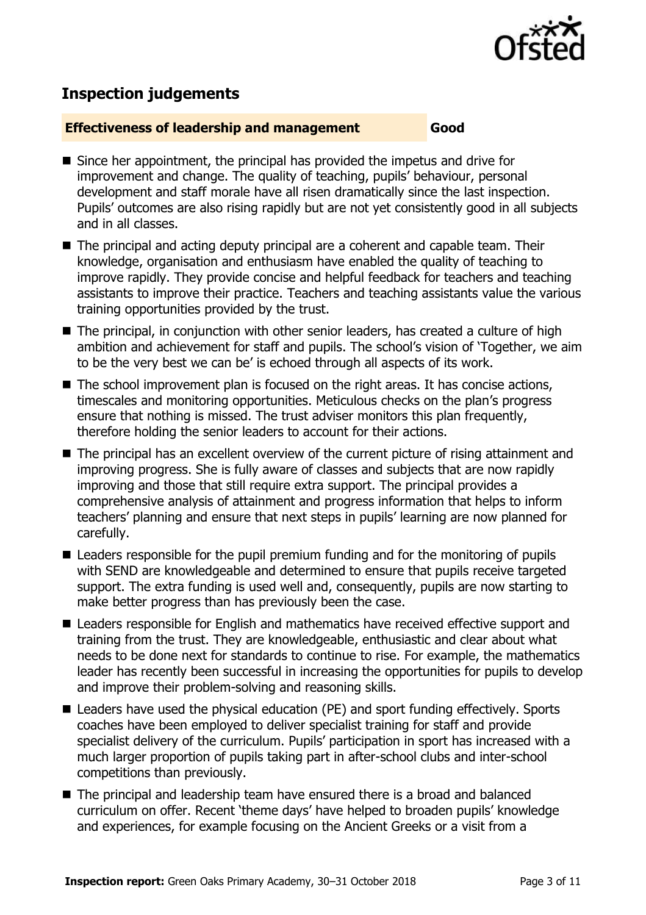## Inspection judgements

**Effectiveness of leadership and management** **Good**

- Since her appointment, the principal has provided the impetus and drive for improvement and change. The quality of teaching, pupils' behaviour, personal development and staff morale have all risen dramatically since the last inspection. Pupils' outcomes are also rising rapidly but are not yet consistently good in all subjects and in all classes.
- The principal and acting deputy principal are a coherent and capable team. Their knowledge, organisation and enthusiasm have enabled the quality of teaching to improve rapidly. They provide concise and helpful feedback for teachers and teaching assistants to improve their practice. Teachers and teaching assistants value the various training opportunities provided by the trust.
- The principal, in conjunction with other senior leaders, has created a culture of high ambition and achievement for staff and pupils. The school's vision of 'Together, we aim to be the very best we can be' is echoed through all aspects of its work.
- The school improvement plan is focused on the right areas. It has concise actions, timescales and monitoring opportunities. Meticulous checks on the plan's progress ensure that nothing is missed. The trust adviser monitors this plan frequently, therefore holding the senior leaders to account for their actions.
- The principal has an excellent overview of the current picture of rising attainment and improving progress. She is fully aware of classes and subjects that are now rapidly improving and those that still require extra support. The principal provides a comprehensive analysis of attainment and progress information that helps to inform teachers' planning and ensure that next steps in pupils' learning are now planned for carefully.
- Leaders responsible for the pupil premium funding and for the monitoring of pupils with SEND are knowledgeable and determined to ensure that pupils receive targeted support. The extra funding is used well and, consequently, pupils are now starting to make better progress than has previously been the case.
- Leaders responsible for English and mathematics have received effective support and training from the trust. They are knowledgeable, enthusiastic and clear about what needs to be done next for standards to continue to rise. For example, the mathematics leader has recently been successful in increasing the opportunities for pupils to develop and improve their problem-solving and reasoning skills.
- Leaders have used the physical education (PE) and sport funding effectively. Sports coaches have been employed to deliver specialist training for staff and provide specialist delivery of the curriculum. Pupils' participation in sport has increased with a much larger proportion of pupils taking part in after-school clubs and inter-school competitions than previously.
- The principal and leadership team have ensured there is a broad and balanced curriculum on offer. Recent 'theme days' have helped to broaden pupils' knowledge and experiences, for example focusing on the Ancient Greeks or a visit from a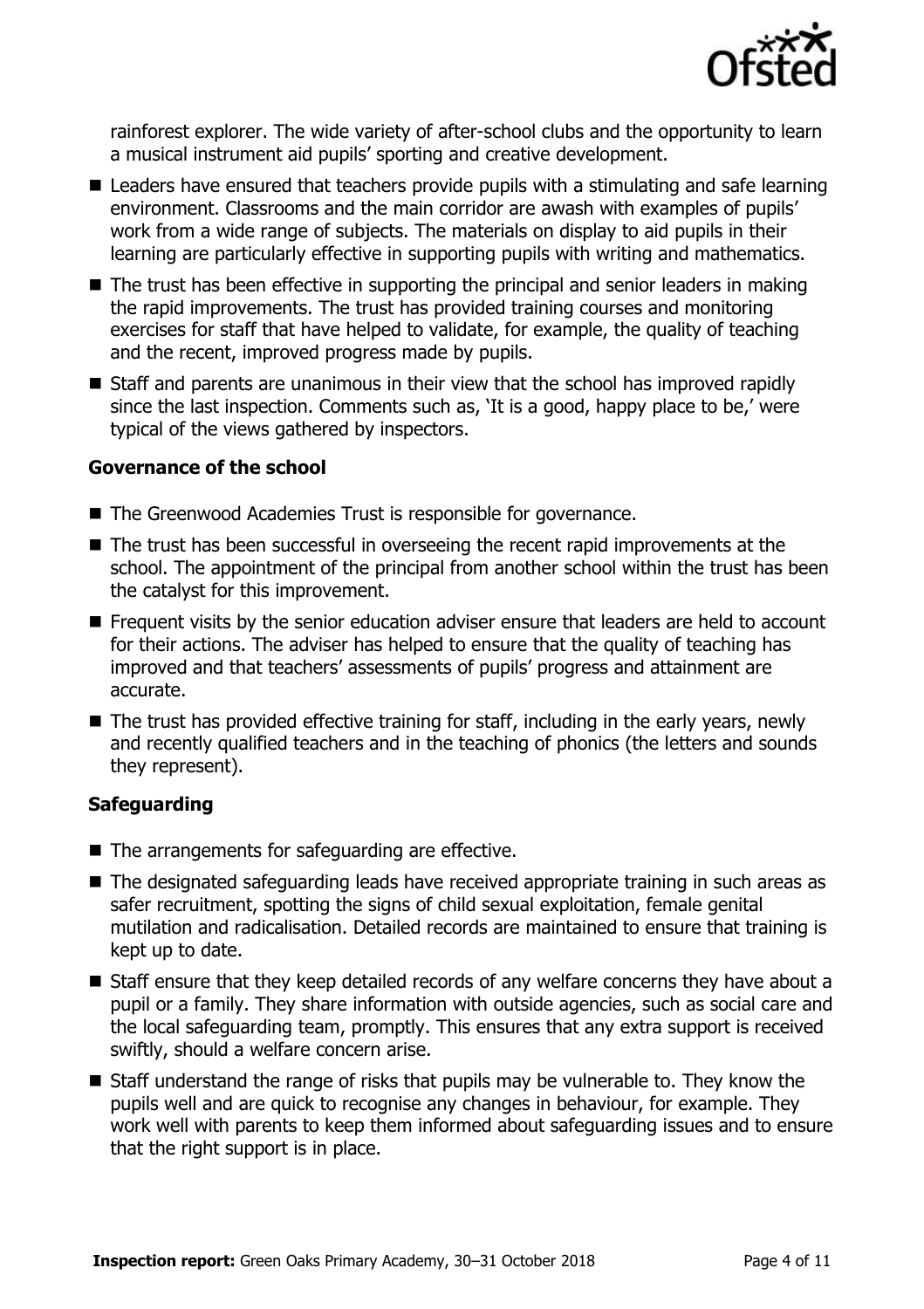rainforest explorer. The wide variety of after-school clubs and the opportunity to learn a musical instrument aid pupils' sporting and creative development.

- Leaders have ensured that teachers provide pupils with a stimulating and safe learning environment. Classrooms and the main corridor are awash with examples of pupils' work from a wide range of subjects. The materials on display to aid pupils in their learning are particularly effective in supporting pupils with writing and mathematics.
- The trust has been effective in supporting the principal and senior leaders in making the rapid improvements. The trust has provided training courses and monitoring exercises for staff that have helped to validate, for example, the quality of teaching and the recent, improved progress made by pupils.
- Staff and parents are unanimous in their view that the school has improved rapidly since the last inspection. Comments such as, 'It is a good, happy place to be,' were typical of the views gathered by inspectors.

### Governance of the school

- The Greenwood Academies Trust is responsible for governance.
- The trust has been successful in overseeing the recent rapid improvements at the school. The appointment of the principal from another school within the trust has been the catalyst for this improvement.
- Frequent visits by the senior education adviser ensure that leaders are held to account for their actions. The adviser has helped to ensure that the quality of teaching has improved and that teachers' assessments of pupils' progress and attainment are accurate.
- The trust has provided effective training for staff, including in the early years, newly and recently qualified teachers and in the teaching of phonics (the letters and sounds they represent).

### Safeguarding

- The arrangements for safeguarding are effective.
- The designated safeguarding leads have received appropriate training in such areas as safer recruitment, spotting the signs of child sexual exploitation, female genital mutilation and radicalisation. Detailed records are maintained to ensure that training is kept up to date.
- Staff ensure that they keep detailed records of any welfare concerns they have about a pupil or a family. They share information with outside agencies, such as social care and the local safeguarding team, promptly. This ensures that any extra support is received swiftly, should a welfare concern arise.
- Staff understand the range of risks that pupils may be vulnerable to. They know the pupils well and are quick to recognise any changes in behaviour, for example. They work well with parents to keep them informed about safeguarding issues and to ensure that the right support is in place.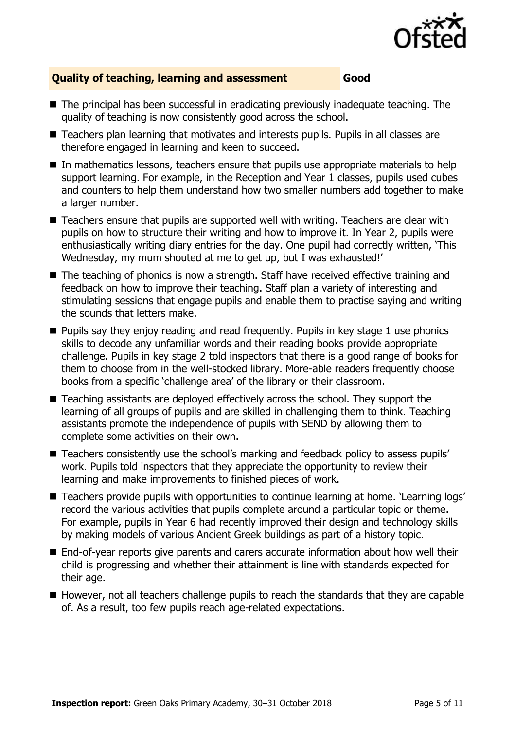## Quality of teaching, learning and assessment — Good

- The principal has been successful in eradicating previously inadequate teaching. The quality of teaching is now consistently good across the school.
- Teachers plan learning that motivates and interests pupils. Pupils in all classes are therefore engaged in learning and keen to succeed.
- In mathematics lessons, teachers ensure that pupils use appropriate materials to help support learning. For example, in the Reception and Year 1 classes, pupils used cubes and counters to help them understand how two smaller numbers add together to make a larger number.
- Teachers ensure that pupils are supported well with writing. Teachers are clear with pupils on how to structure their writing and how to improve it. In Year 2, pupils were enthusiastically writing diary entries for the day. One pupil had correctly written, 'This Wednesday, my mum shouted at me to get up, but I was exhausted!'
- The teaching of phonics is now a strength. Staff have received effective training and feedback on how to improve their teaching. Staff plan a variety of interesting and stimulating sessions that engage pupils and enable them to practise saying and writing the sounds that letters make.
- Pupils say they enjoy reading and read frequently. Pupils in key stage 1 use phonics skills to decode any unfamiliar words and their reading books provide appropriate challenge. Pupils in key stage 2 told inspectors that there is a good range of books for them to choose from in the well-stocked library. More-able readers frequently choose books from a specific 'challenge area' of the library or their classroom.
- Teaching assistants are deployed effectively across the school. They support the learning of all groups of pupils and are skilled in challenging them to think. Teaching assistants promote the independence of pupils with SEND by allowing them to complete some activities on their own.
- Teachers consistently use the school's marking and feedback policy to assess pupils' work. Pupils told inspectors that they appreciate the opportunity to review their learning and make improvements to finished pieces of work.
- Teachers provide pupils with opportunities to continue learning at home. 'Learning logs' record the various activities that pupils complete around a particular topic or theme. For example, pupils in Year 6 had recently improved their design and technology skills by making models of various Ancient Greek buildings as part of a history topic.
- End-of-year reports give parents and carers accurate information about how well their child is progressing and whether their attainment is line with standards expected for their age.
- However, not all teachers challenge pupils to reach the standards that they are capable of. As a result, too few pupils reach age-related expectations.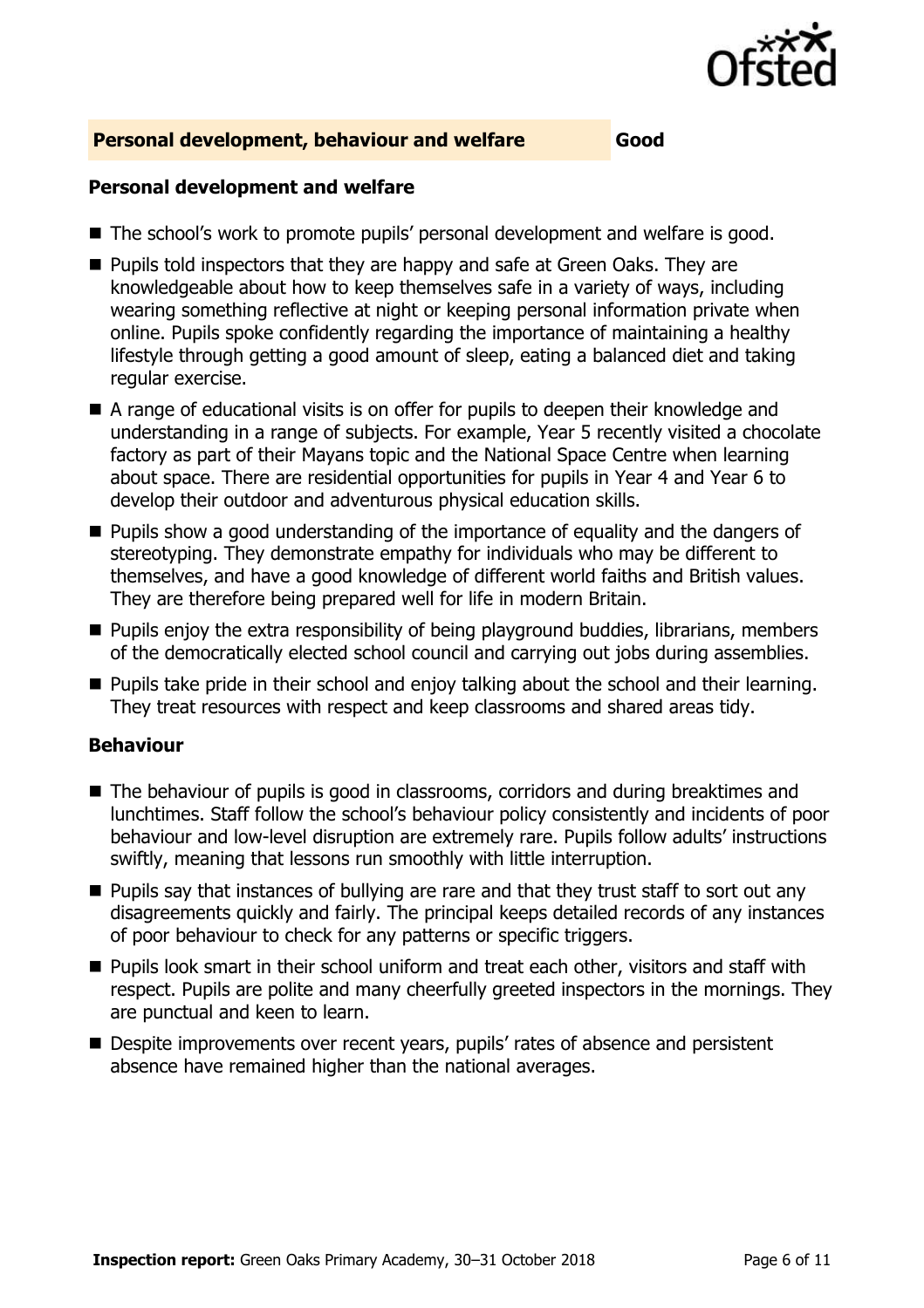## Personal development, behaviour and welfare — Good

### Personal development and welfare

- The school's work to promote pupils' personal development and welfare is good.
- Pupils told inspectors that they are happy and safe at Green Oaks. They are knowledgeable about how to keep themselves safe in a variety of ways, including wearing something reflective at night or keeping personal information private when online. Pupils spoke confidently regarding the importance of maintaining a healthy lifestyle through getting a good amount of sleep, eating a balanced diet and taking regular exercise.
- A range of educational visits is on offer for pupils to deepen their knowledge and understanding in a range of subjects. For example, Year 5 recently visited a chocolate factory as part of their Mayans topic and the National Space Centre when learning about space. There are residential opportunities for pupils in Year 4 and Year 6 to develop their outdoor and adventurous physical education skills.
- Pupils show a good understanding of the importance of equality and the dangers of stereotyping. They demonstrate empathy for individuals who may be different to themselves, and have a good knowledge of different world faiths and British values. They are therefore being prepared well for life in modern Britain.
- Pupils enjoy the extra responsibility of being playground buddies, librarians, members of the democratically elected school council and carrying out jobs during assemblies.
- Pupils take pride in their school and enjoy talking about the school and their learning. They treat resources with respect and keep classrooms and shared areas tidy.

### Behaviour

- The behaviour of pupils is good in classrooms, corridors and during breaktimes and lunchtimes. Staff follow the school's behaviour policy consistently and incidents of poor behaviour and low-level disruption are extremely rare. Pupils follow adults' instructions swiftly, meaning that lessons run smoothly with little interruption.
- Pupils say that instances of bullying are rare and that they trust staff to sort out any disagreements quickly and fairly. The principal keeps detailed records of any instances of poor behaviour to check for any patterns or specific triggers.
- Pupils look smart in their school uniform and treat each other, visitors and staff with respect. Pupils are polite and many cheerfully greeted inspectors in the mornings. They are punctual and keen to learn.
- Despite improvements over recent years, pupils' rates of absence and persistent absence have remained higher than the national averages.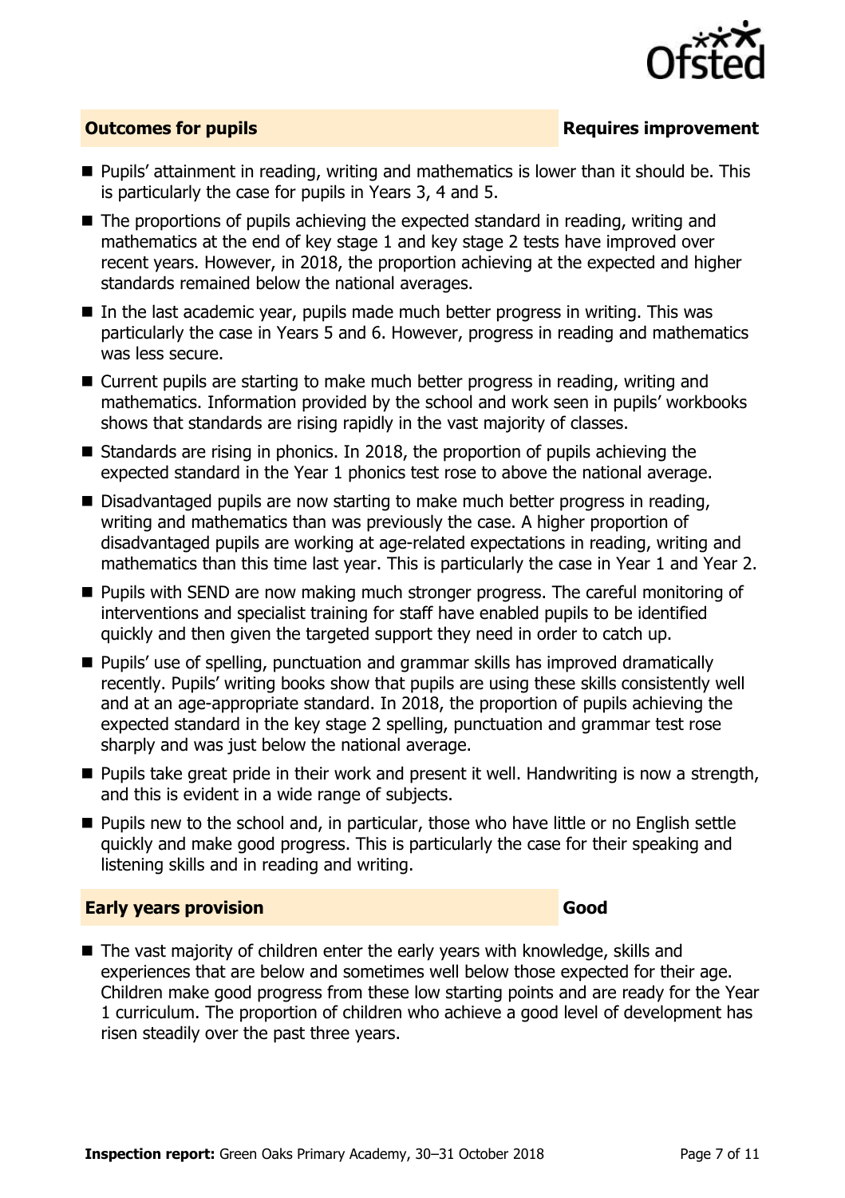## Outcomes for pupils — Requires improvement

- Pupils' attainment in reading, writing and mathematics is lower than it should be. This is particularly the case for pupils in Years 3, 4 and 5.
- The proportions of pupils achieving the expected standard in reading, writing and mathematics at the end of key stage 1 and key stage 2 tests have improved over recent years. However, in 2018, the proportion achieving at the expected and higher standards remained below the national averages.
- In the last academic year, pupils made much better progress in writing. This was particularly the case in Years 5 and 6. However, progress in reading and mathematics was less secure.
- Current pupils are starting to make much better progress in reading, writing and mathematics. Information provided by the school and work seen in pupils' workbooks shows that standards are rising rapidly in the vast majority of classes.
- Standards are rising in phonics. In 2018, the proportion of pupils achieving the expected standard in the Year 1 phonics test rose to above the national average.
- Disadvantaged pupils are now starting to make much better progress in reading, writing and mathematics than was previously the case. A higher proportion of disadvantaged pupils are working at age-related expectations in reading, writing and mathematics than this time last year. This is particularly the case in Year 1 and Year 2.
- Pupils with SEND are now making much stronger progress. The careful monitoring of interventions and specialist training for staff have enabled pupils to be identified quickly and then given the targeted support they need in order to catch up.
- Pupils' use of spelling, punctuation and grammar skills has improved dramatically recently. Pupils' writing books show that pupils are using these skills consistently well and at an age-appropriate standard. In 2018, the proportion of pupils achieving the expected standard in the key stage 2 spelling, punctuation and grammar test rose sharply and was just below the national average.
- Pupils take great pride in their work and present it well. Handwriting is now a strength, and this is evident in a wide range of subjects.
- Pupils new to the school and, in particular, those who have little or no English settle quickly and make good progress. This is particularly the case for their speaking and listening skills and in reading and writing.

## Early years provision — Good

- The vast majority of children enter the early years with knowledge, skills and experiences that are below and sometimes well below those expected for their age. Children make good progress from these low starting points and are ready for the Year 1 curriculum. The proportion of children who achieve a good level of development has risen steadily over the past three years.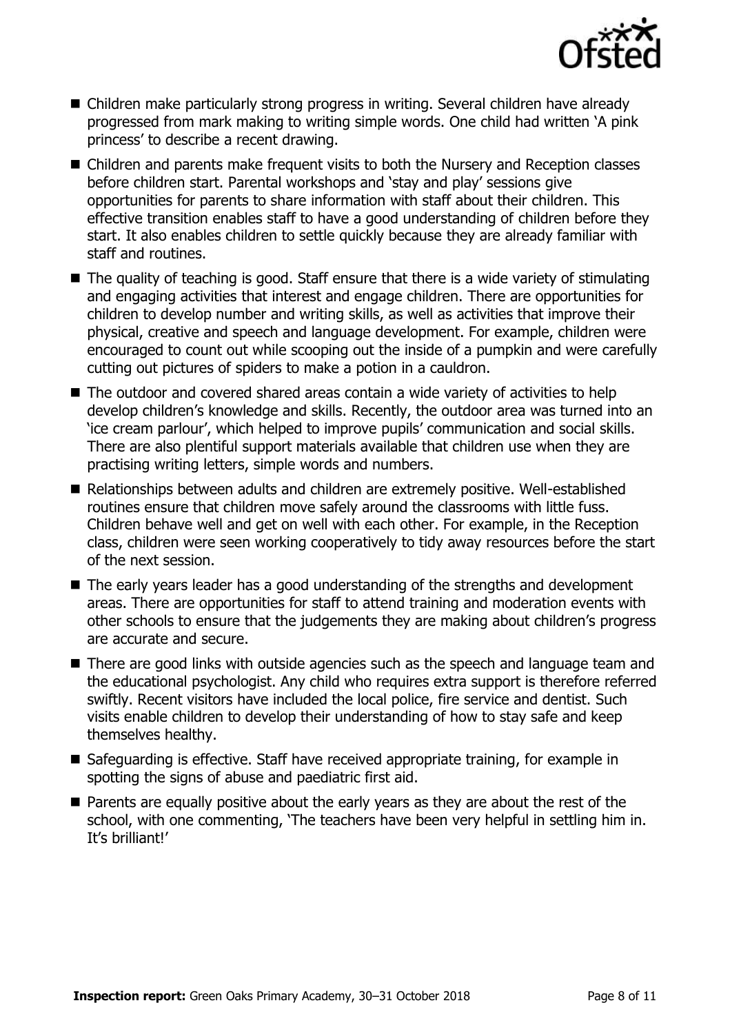- Children make particularly strong progress in writing. Several children have already progressed from mark making to writing simple words. One child had written 'A pink princess' to describe a recent drawing.
- Children and parents make frequent visits to both the Nursery and Reception classes before children start. Parental workshops and 'stay and play' sessions give opportunities for parents to share information with staff about their children. This effective transition enables staff to have a good understanding of children before they start. It also enables children to settle quickly because they are already familiar with staff and routines.
- The quality of teaching is good. Staff ensure that there is a wide variety of stimulating and engaging activities that interest and engage children. There are opportunities for children to develop number and writing skills, as well as activities that improve their physical, creative and speech and language development. For example, children were encouraged to count out while scooping out the inside of a pumpkin and were carefully cutting out pictures of spiders to make a potion in a cauldron.
- The outdoor and covered shared areas contain a wide variety of activities to help develop children's knowledge and skills. Recently, the outdoor area was turned into an 'ice cream parlour', which helped to improve pupils' communication and social skills. There are also plentiful support materials available that children use when they are practising writing letters, simple words and numbers.
- Relationships between adults and children are extremely positive. Well-established routines ensure that children move safely around the classrooms with little fuss. Children behave well and get on well with each other. For example, in the Reception class, children were seen working cooperatively to tidy away resources before the start of the next session.
- The early years leader has a good understanding of the strengths and development areas. There are opportunities for staff to attend training and moderation events with other schools to ensure that the judgements they are making about children's progress are accurate and secure.
- There are good links with outside agencies such as the speech and language team and the educational psychologist. Any child who requires extra support is therefore referred swiftly. Recent visitors have included the local police, fire service and dentist. Such visits enable children to develop their understanding of how to stay safe and keep themselves healthy.
- Safeguarding is effective. Staff have received appropriate training, for example in spotting the signs of abuse and paediatric first aid.
- Parents are equally positive about the early years as they are about the rest of the school, with one commenting, 'The teachers have been very helpful in settling him in. It's brilliant!'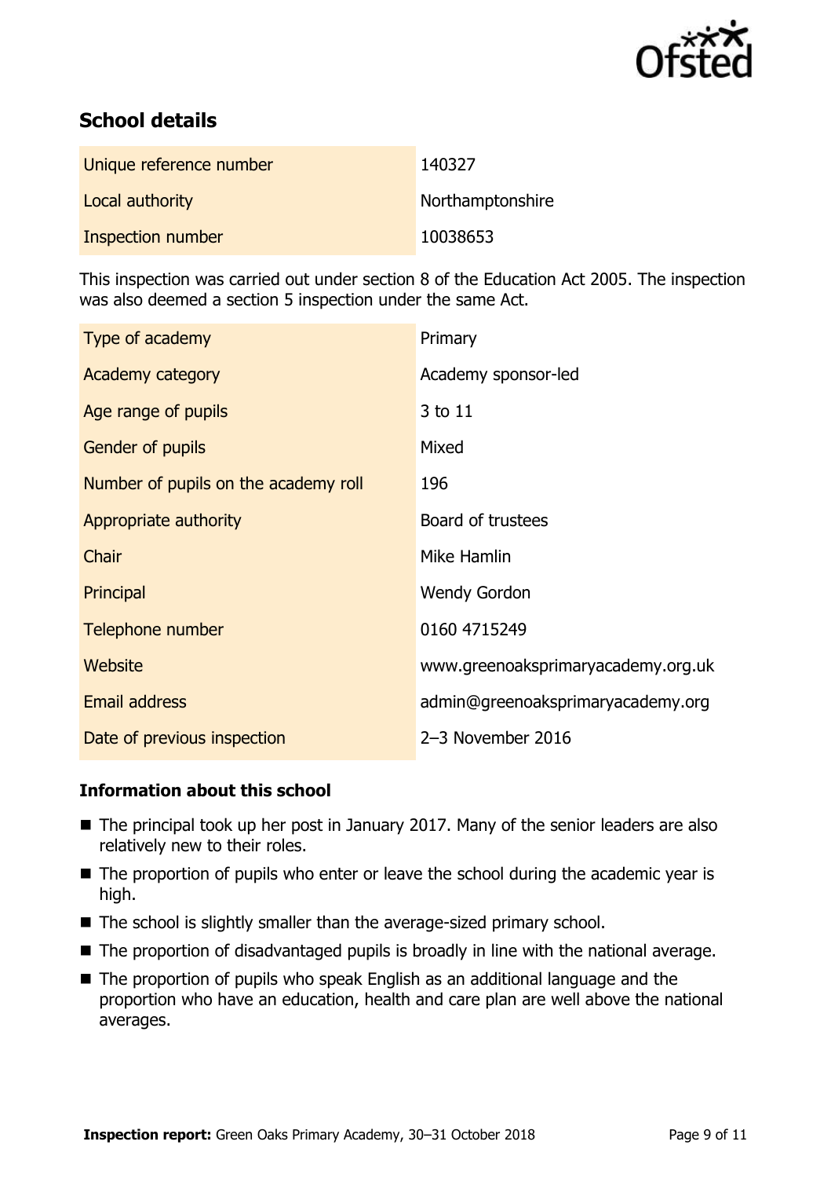## School details

| | |
|---|---|
| Unique reference number | 140327 |
| Local authority | Northamptonshire |
| Inspection number | 10038653 |

This inspection was carried out under section 8 of the Education Act 2005. The inspection was also deemed a section 5 inspection under the same Act.

| | |
|---|---|
| Type of academy | Primary |
| Academy category | Academy sponsor-led |
| Age range of pupils | 3 to 11 |
| Gender of pupils | Mixed |
| Number of pupils on the academy roll | 196 |
| Appropriate authority | Board of trustees |
| Chair | Mike Hamlin |
| Principal | Wendy Gordon |
| Telephone number | 0160 4715249 |
| Website | www.greenoaksprimaryacademy.org.uk |
| Email address | admin@greenoaksprimaryacademy.org |
| Date of previous inspection | 2–3 November 2016 |

### Information about this school

- The principal took up her post in January 2017. Many of the senior leaders are also relatively new to their roles.
- The proportion of pupils who enter or leave the school during the academic year is high.
- The school is slightly smaller than the average-sized primary school.
- The proportion of disadvantaged pupils is broadly in line with the national average.
- The proportion of pupils who speak English as an additional language and the proportion who have an education, health and care plan are well above the national averages.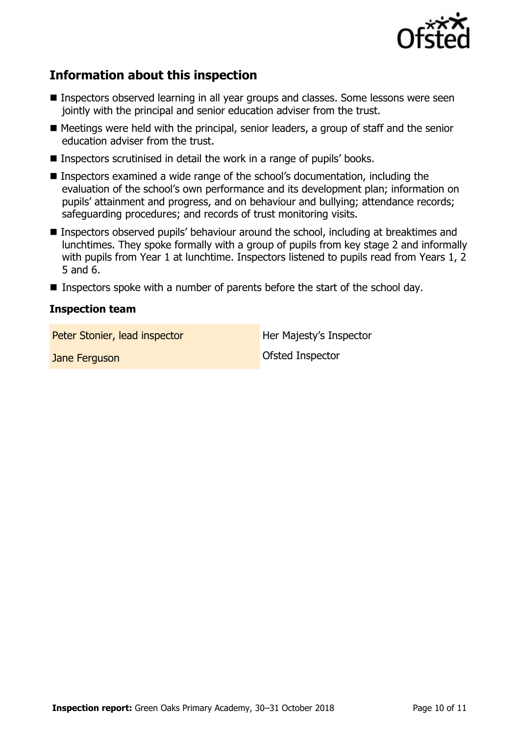## Information about this inspection

- Inspectors observed learning in all year groups and classes. Some lessons were seen jointly with the principal and senior education adviser from the trust.
- Meetings were held with the principal, senior leaders, a group of staff and the senior education adviser from the trust.
- Inspectors scrutinised in detail the work in a range of pupils' books.
- Inspectors examined a wide range of the school's documentation, including the evaluation of the school's own performance and its development plan; information on pupils' attainment and progress, and on behaviour and bullying; attendance records; safeguarding procedures; and records of trust monitoring visits.
- Inspectors observed pupils' behaviour around the school, including at breaktimes and lunchtimes. They spoke formally with a group of pupils from key stage 2 and informally with pupils from Year 1 at lunchtime. Inspectors listened to pupils read from Years 1, 2 5 and 6.
- Inspectors spoke with a number of parents before the start of the school day.

### Inspection team

| | |
|---|---|
| Peter Stonier, lead inspector | Her Majesty's Inspector |
| Jane Ferguson | Ofsted Inspector |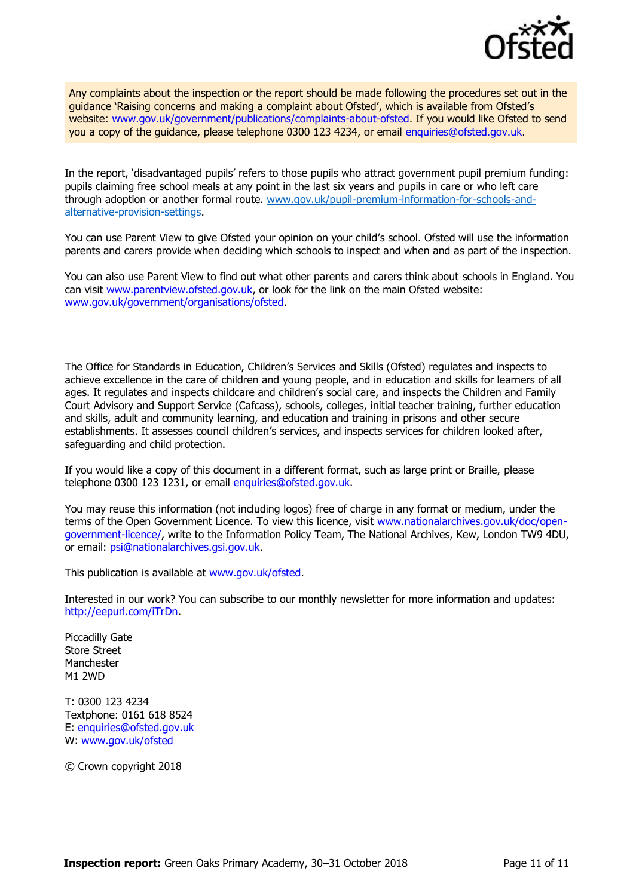Any complaints about the inspection or the report should be made following the procedures set out in the guidance 'Raising concerns and making a complaint about Ofsted', which is available from Ofsted's website: www.gov.uk/government/publications/complaints-about-ofsted. If you would like Ofsted to send you a copy of the guidance, please telephone 0300 123 4234, or email enquiries@ofsted.gov.uk.

In the report, 'disadvantaged pupils' refers to those pupils who attract government pupil premium funding: pupils claiming free school meals at any point in the last six years and pupils in care or who left care through adoption or another formal route. www.gov.uk/pupil-premium-information-for-schools-and-alternative-provision-settings.

You can use Parent View to give Ofsted your opinion on your child's school. Ofsted will use the information parents and carers provide when deciding which schools to inspect and when and as part of the inspection.

You can also use Parent View to find out what other parents and carers think about schools in England. You can visit www.parentview.ofsted.gov.uk, or look for the link on the main Ofsted website: www.gov.uk/government/organisations/ofsted.

The Office for Standards in Education, Children's Services and Skills (Ofsted) regulates and inspects to achieve excellence in the care of children and young people, and in education and skills for learners of all ages. It regulates and inspects childcare and children's social care, and inspects the Children and Family Court Advisory and Support Service (Cafcass), schools, colleges, initial teacher training, further education and skills, adult and community learning, and education and training in prisons and other secure establishments. It assesses council children's services, and inspects services for children looked after, safeguarding and child protection.

If you would like a copy of this document in a different format, such as large print or Braille, please telephone 0300 123 1231, or email enquiries@ofsted.gov.uk.

You may reuse this information (not including logos) free of charge in any format or medium, under the terms of the Open Government Licence. To view this licence, visit www.nationalarchives.gov.uk/doc/open-government-licence/, write to the Information Policy Team, The National Archives, Kew, London TW9 4DU, or email: psi@nationalarchives.gsi.gov.uk.

This publication is available at www.gov.uk/ofsted.

Interested in our work? You can subscribe to our monthly newsletter for more information and updates: http://eepurl.com/iTrDn.

Piccadilly Gate
Store Street
Manchester
M1 2WD

T: 0300 123 4234
Textphone: 0161 618 8524
E: enquiries@ofsted.gov.uk
W: www.gov.uk/ofsted

© Crown copyright 2018